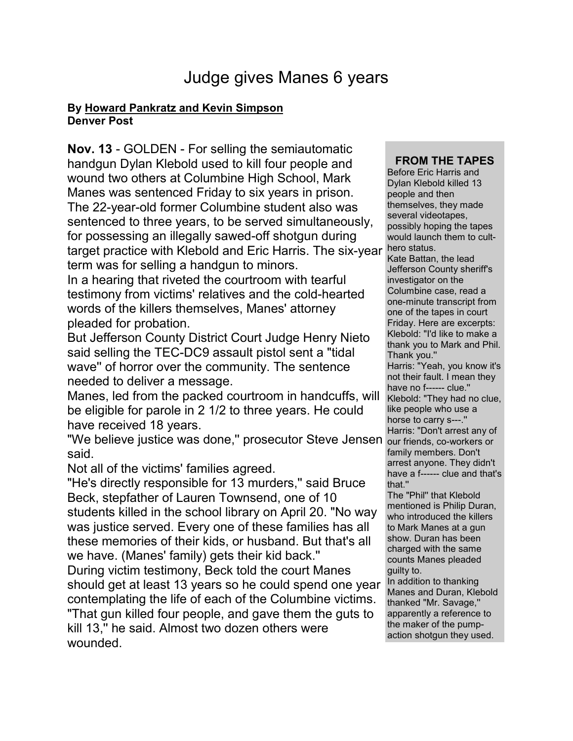# Judge gives Manes 6 years

**By Howard Pankratz and Kevin Simpson**
**Denver Post**

**Nov. 13** - GOLDEN - For selling the semiautomatic handgun Dylan Klebold used to kill four people and wound two others at Columbine High School, Mark Manes was sentenced Friday to six years in prison.
The 22-year-old former Columbine student also was sentenced to three years, to be served simultaneously, for possessing an illegally sawed-off shotgun during target practice with Klebold and Eric Harris. The six-year term was for selling a handgun to minors.
In a hearing that riveted the courtroom with tearful testimony from victims' relatives and the cold-hearted words of the killers themselves, Manes' attorney pleaded for probation.
But Jefferson County District Court Judge Henry Nieto said selling the TEC-DC9 assault pistol sent a "tidal wave'' of horror over the community. The sentence needed to deliver a message.
Manes, led from the packed courtroom in handcuffs, will be eligible for parole in 2 1/2 to three years. He could have received 18 years.
"We believe justice was done,'' prosecutor Steve Jensen said.
Not all of the victims' families agreed.
"He's directly responsible for 13 murders,'' said Bruce Beck, stepfather of Lauren Townsend, one of 10 students killed in the school library on April 20. "No way was justice served. Every one of these families has all these memories of their kids, or husband. But that's all we have. (Manes' family) gets their kid back.''
During victim testimony, Beck told the court Manes should get at least 13 years so he could spend one year contemplating the life of each of the Columbine victims.
"That gun killed four people, and gave them the guts to kill 13,'' he said. Almost two dozen others were wounded.

**FROM THE TAPES**

Before Eric Harris and Dylan Klebold killed 13 people and then themselves, they made several videotapes, possibly hoping the tapes would launch them to cult-hero status.
Kate Battan, the lead Jefferson County sheriff's investigator on the Columbine case, read a one-minute transcript from one of the tapes in court Friday. Here are excerpts:
Klebold: "I'd like to make a thank you to Mark and Phil. Thank you.''
Harris: "Yeah, you know it's not their fault. I mean they have no f------ clue.''
Klebold: "They had no clue, like people who use a horse to carry s---.''
Harris: "Don't arrest any of our friends, co-workers or family members. Don't arrest anyone. They didn't have a f------ clue and that's that.''
The "Phil" that Klebold mentioned is Philip Duran, who introduced the killers to Mark Manes at a gun show. Duran has been charged with the same counts Manes pleaded guilty to.
In addition to thanking Manes and Duran, Klebold thanked "Mr. Savage,'' apparently a reference to the maker of the pump-action shotgun they used.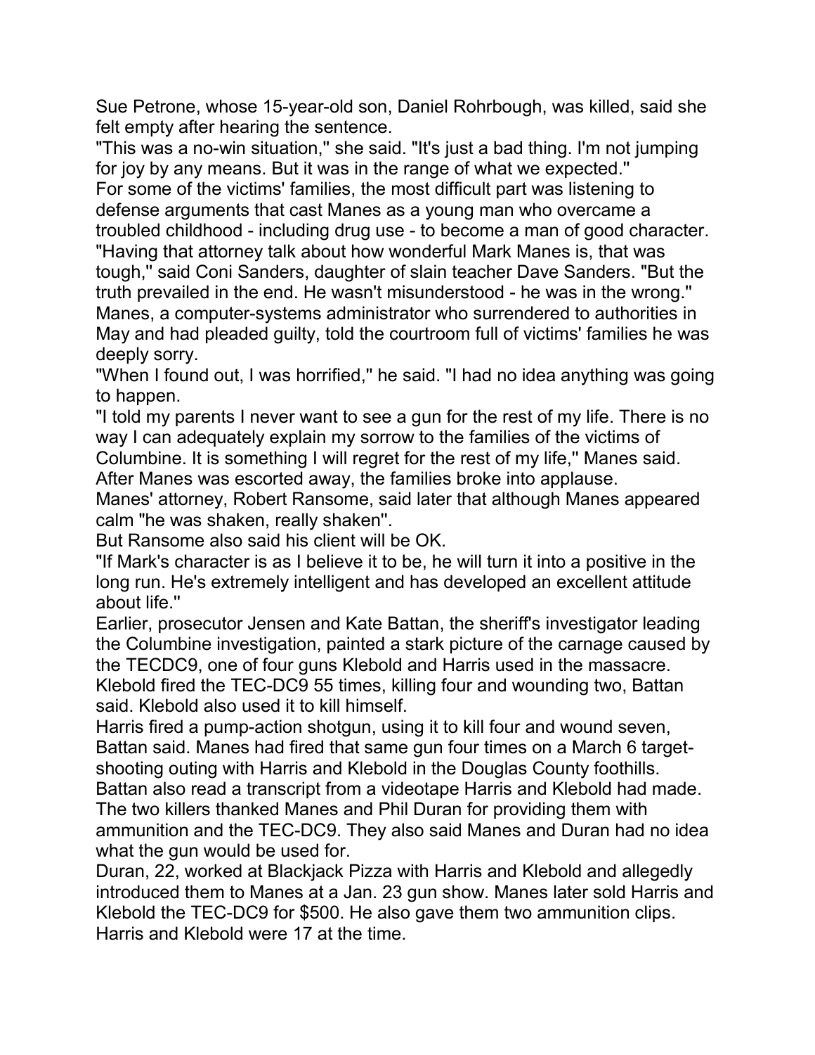Sue Petrone, whose 15-year-old son, Daniel Rohrbough, was killed, said she felt empty after hearing the sentence.

"This was a no-win situation,'' she said. "It's just a bad thing. I'm not jumping for joy by any means. But it was in the range of what we expected.''

For some of the victims' families, the most difficult part was listening to defense arguments that cast Manes as a young man who overcame a troubled childhood - including drug use - to become a man of good character.

"Having that attorney talk about how wonderful Mark Manes is, that was tough,'' said Coni Sanders, daughter of slain teacher Dave Sanders. "But the truth prevailed in the end. He wasn't misunderstood - he was in the wrong.''

Manes, a computer-systems administrator who surrendered to authorities in May and had pleaded guilty, told the courtroom full of victims' families he was deeply sorry.

"When I found out, I was horrified,'' he said. "I had no idea anything was going to happen.

"I told my parents I never want to see a gun for the rest of my life. There is no way I can adequately explain my sorrow to the families of the victims of Columbine. It is something I will regret for the rest of my life,'' Manes said.

After Manes was escorted away, the families broke into applause.

Manes' attorney, Robert Ransome, said later that although Manes appeared calm "he was shaken, really shaken''.

But Ransome also said his client will be OK.

"If Mark's character is as I believe it to be, he will turn it into a positive in the long run. He's extremely intelligent and has developed an excellent attitude about life.''

Earlier, prosecutor Jensen and Kate Battan, the sheriff's investigator leading the Columbine investigation, painted a stark picture of the carnage caused by the TECDC9, one of four guns Klebold and Harris used in the massacre.

Klebold fired the TEC-DC9 55 times, killing four and wounding two, Battan said. Klebold also used it to kill himself.

Harris fired a pump-action shotgun, using it to kill four and wound seven, Battan said. Manes had fired that same gun four times on a March 6 target-shooting outing with Harris and Klebold in the Douglas County foothills.

Battan also read a transcript from a videotape Harris and Klebold had made. The two killers thanked Manes and Phil Duran for providing them with ammunition and the TEC-DC9. They also said Manes and Duran had no idea what the gun would be used for.

Duran, 22, worked at Blackjack Pizza with Harris and Klebold and allegedly introduced them to Manes at a Jan. 23 gun show. Manes later sold Harris and Klebold the TEC-DC9 for $500. He also gave them two ammunition clips. Harris and Klebold were 17 at the time.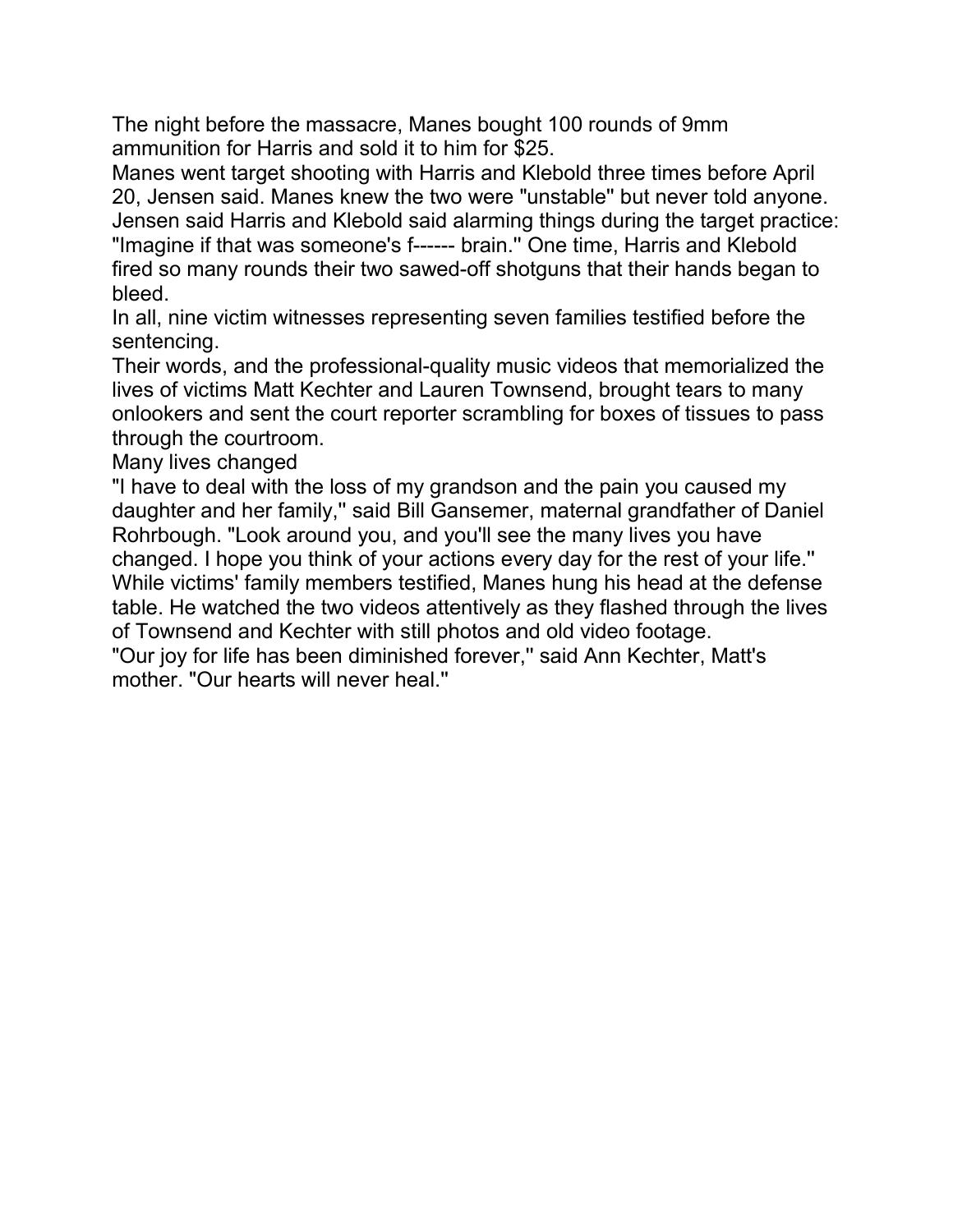The night before the massacre, Manes bought 100 rounds of 9mm ammunition for Harris and sold it to him for $25.

Manes went target shooting with Harris and Klebold three times before April 20, Jensen said. Manes knew the two were "unstable" but never told anyone.

Jensen said Harris and Klebold said alarming things during the target practice: "Imagine if that was someone's f------ brain.'' One time, Harris and Klebold fired so many rounds their two sawed-off shotguns that their hands began to bleed.

In all, nine victim witnesses representing seven families testified before the sentencing.

Their words, and the professional-quality music videos that memorialized the lives of victims Matt Kechter and Lauren Townsend, brought tears to many onlookers and sent the court reporter scrambling for boxes of tissues to pass through the courtroom.

## Many lives changed

"I have to deal with the loss of my grandson and the pain you caused my daughter and her family,'' said Bill Gansemer, maternal grandfather of Daniel Rohrbough. "Look around you, and you'll see the many lives you have changed. I hope you think of your actions every day for the rest of your life.''

While victims' family members testified, Manes hung his head at the defense table. He watched the two videos attentively as they flashed through the lives of Townsend and Kechter with still photos and old video footage.

"Our joy for life has been diminished forever,'' said Ann Kechter, Matt's mother. "Our hearts will never heal.''